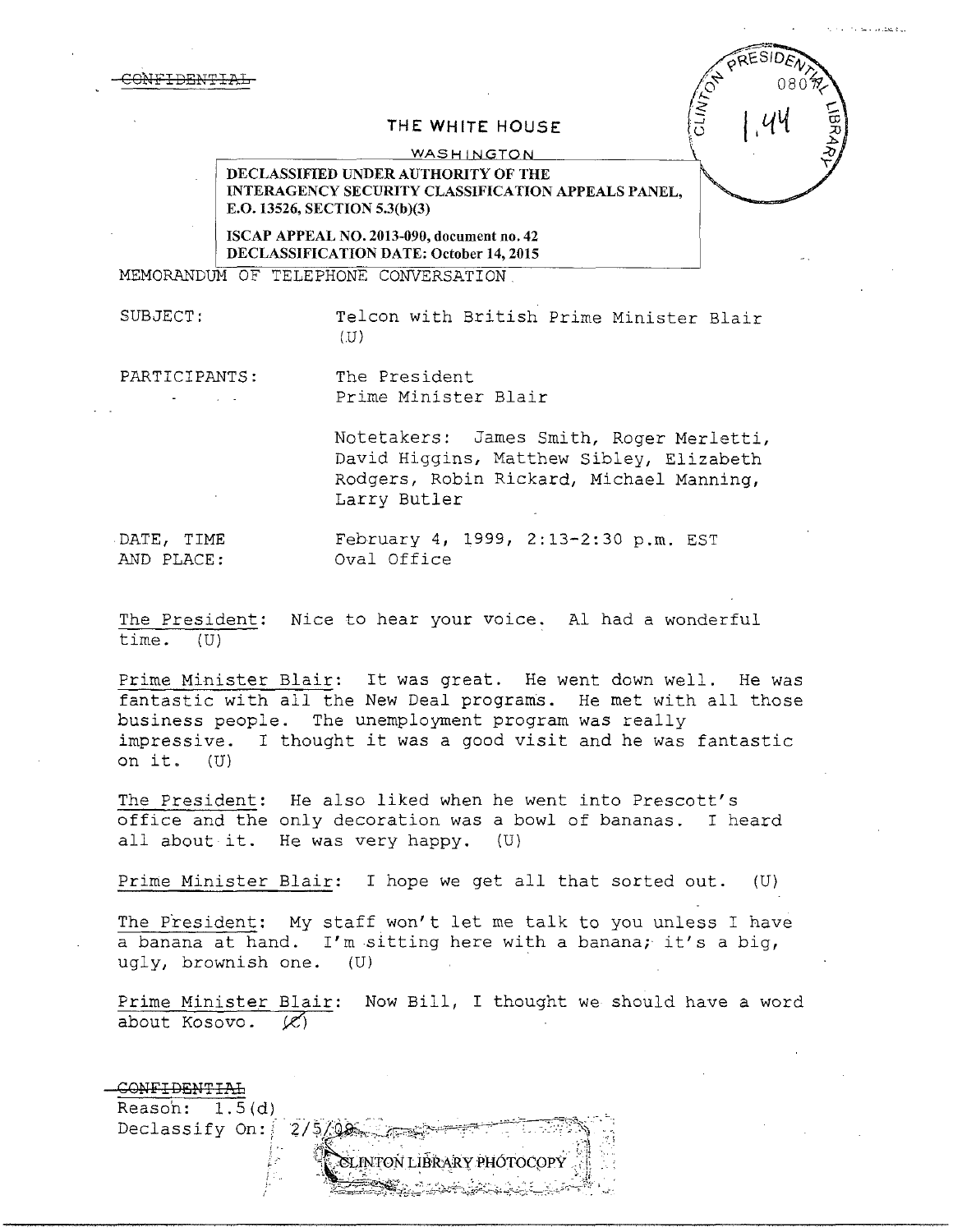~~CONFIDENTIAL~~

THE WHITE HOUSE

WASHINGTON

**DECLASSIFIED UNDER AUTHORITY OF THE INTERAGENCY SECURITY CLASSIFICATION APPEALS PANEL, E.O. 13526, SECTION 5.3(b)(3)**

**ISCAP APPEAL NO. 2013-090, document no. 42**
**DECLASSIFICATION DATE: October 14, 2015**

CLINTON PRESIDENTIAL LIBRARY 080

1.44

MEMORANDUM OF TELEPHONE CONVERSATION

SUBJECT: Telcon with British Prime Minister Blair (U)

PARTICIPANTS: The President
Prime Minister Blair

Notetakers: James Smith, Roger Merletti, David Higgins, Matthew Sibley, Elizabeth Rodgers, Robin Rickard, Michael Manning, Larry Butler

DATE, TIME AND PLACE: February 4, 1999, 2:13-2:30 p.m. EST
Oval Office

The President: Nice to hear your voice. Al had a wonderful time. (U)

Prime Minister Blair: It was great. He went down well. He was fantastic with all the New Deal programs. He met with all those business people. The unemployment program was really impressive. I thought it was a good visit and he was fantastic on it. (U)

The President: He also liked when he went into Prescott's office and the only decoration was a bowl of bananas. I heard all about it. He was very happy. (U)

Prime Minister Blair: I hope we get all that sorted out. (U)

The President: My staff won't let me talk to you unless I have a banana at hand. I'm sitting here with a banana; it's a big, ugly, brownish one. (U)

Prime Minister Blair: Now Bill, I thought we should have a word about Kosovo. (~~C~~)

~~CONFIDENTIAL~~
Reason: 1.5(d)
Declassify On: 2/5/09

CLINTON LIBRARY PHOTOCOPY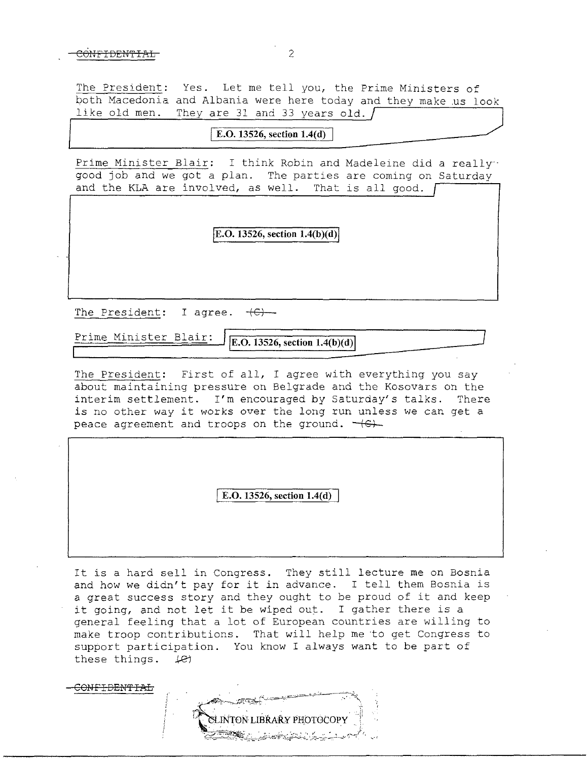The President: Yes. Let me tell you, the Prime Ministers of both Macedonia and Albania were here today and they make us look like old men. They are 31 and 33 years old.

E.O. 13526, section 1.4(d)

Prime Minister Blair: I think Robin and Madeleine did a really good job and we got a plan. The parties are coming on Saturday and the KLA are involved, as well. That is all good.

E.O. 13526, section 1.4(b)(d)

The President: I agree. ~~(C)~~

Prime Minister Blair: E.O. 13526, section 1.4(b)(d)

The President: First of all, I agree with everything you say about maintaining pressure on Belgrade and the Kosovars on the interim settlement. I'm encouraged by Saturday's talks. There is no other way it works over the long run unless we can get a peace agreement and troops on the ground. ~~(C)~~

E.O. 13526, section 1.4(d)

It is a hard sell in Congress. They still lecture me on Bosnia and how we didn't pay for it in advance. I tell them Bosnia is a great success story and they ought to be proud of it and keep it going, and not let it be wiped out. I gather there is a general feeling that a lot of European countries are willing to make troop contributions. That will help me to get Congress to support participation. You know I always want to be part of these things. ~~(C)~~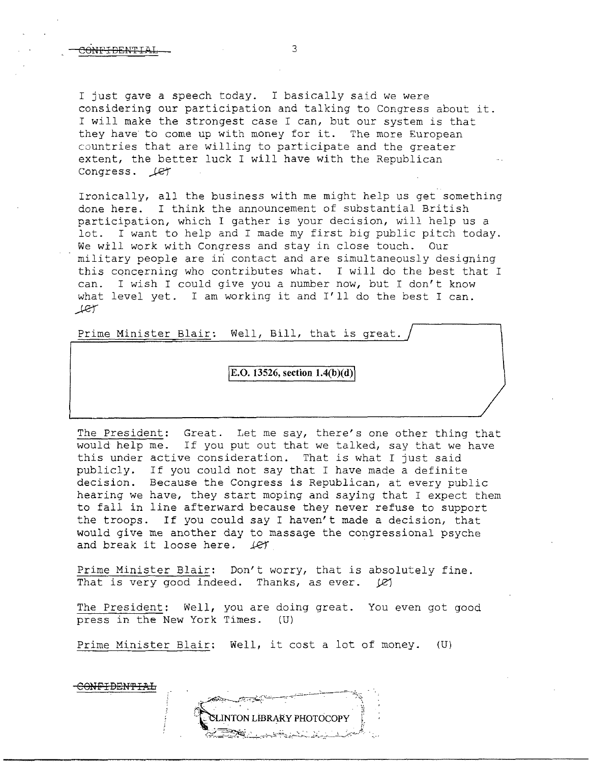I just gave a speech today. I basically said we were considering our participation and talking to Congress about it. I will make the strongest case I can, but our system is that they have to come up with money for it. The more European countries that are willing to participate and the greater extent, the better luck I will have with the Republican Congress. (C)

Ironically, all the business with me might help us get something done here. I think the announcement of substantial British participation, which I gather is your decision, will help us a lot. I want to help and I made my first big public pitch today. We will work with Congress and stay in close touch. Our military people are in contact and are simultaneously designing this concerning who contributes what. I will do the best that I can. I wish I could give you a number now, but I don't know what level yet. I am working it and I'll do the best I can. (C)

Prime Minister Blair: Well, Bill, that is great.

E.O. 13526, section 1.4(b)(d)

The President: Great. Let me say, there's one other thing that would help me. If you put out that we talked, say that we have this under active consideration. That is what I just said publicly. If you could not say that I have made a definite decision. Because the Congress is Republican, at every public hearing we have, they start moping and saying that I expect them to fall in line afterward because they never refuse to support the troops. If you could say I haven't made a decision, that would give me another day to massage the congressional psyche and break it loose here. (C)

Prime Minister Blair: Don't worry, that is absolutely fine. That is very good indeed. Thanks, as ever. (C)

The President: Well, you are doing great. You even got good press in the New York Times. (U)

Prime Minister Blair: Well, it cost a lot of money. (U)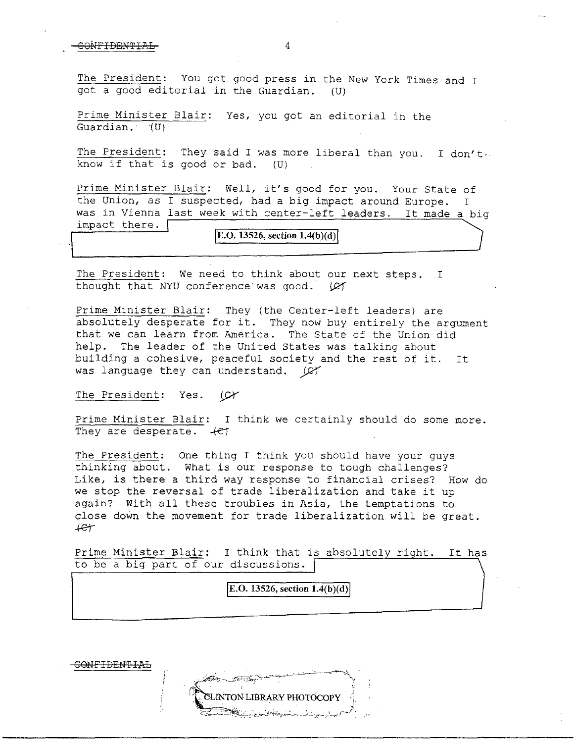The President: You got good press in the New York Times and I got a good editorial in the Guardian. (U)

Prime Minister Blair: Yes, you got an editorial in the Guardian. (U)

The President: They said I was more liberal than you. I don't know if that is good or bad. (U)

Prime Minister Blair: Well, it's good for you. Your State of the Union, as I suspected, had a big impact around Europe. I was in Vienna last week with center-left leaders. It made a big impact there.

E.O. 13526, section 1.4(b)(d)

The President: We need to think about our next steps. I thought that NYU conference was good. (C)

Prime Minister Blair: They (the Center-left leaders) are absolutely desperate for it. They now buy entirely the argument that we can learn from America. The State of the Union did help. The leader of the United States was talking about building a cohesive, peaceful society and the rest of it. It was language they can understand. (C)

The President: Yes. (C)

Prime Minister Blair: I think we certainly should do some more. They are desperate. (C)

The President: One thing I think you should have your guys thinking about. What is our response to tough challenges? Like, is there a third way response to financial crises? How do we stop the reversal of trade liberalization and take it up again? With all these troubles in Asia, the temptations to close down the movement for trade liberalization will be great. (C)

Prime Minister Blair: I think that is absolutely right. It has to be a big part of our discussions.

E.O. 13526, section 1.4(b)(d)

CLINTON LIBRARY PHOTOCOPY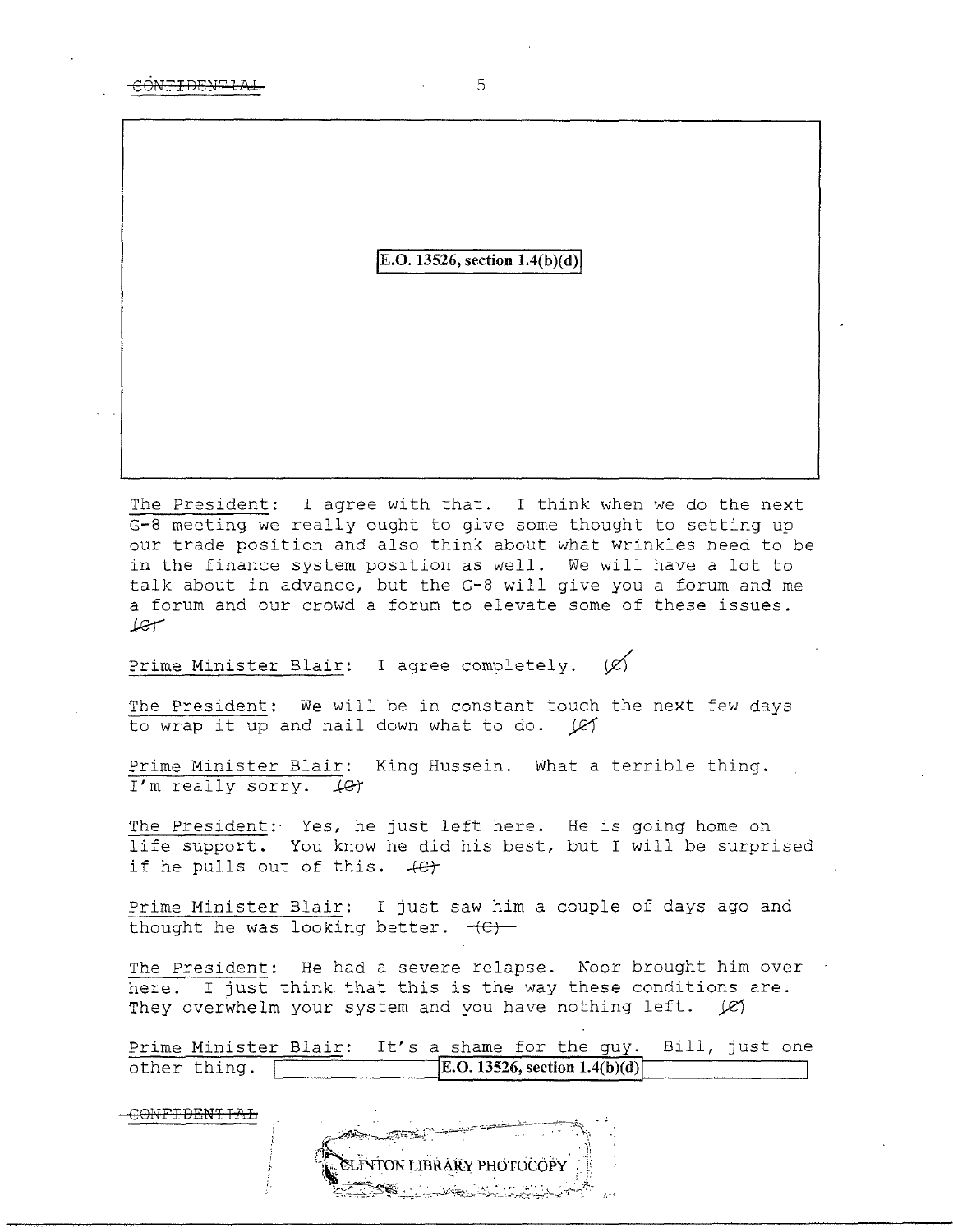E.O. 13526, section 1.4(b)(d)

The President: I agree with that. I think when we do the next G-8 meeting we really ought to give some thought to setting up our trade position and also think about what wrinkles need to be in the finance system position as well. We will have a lot to talk about in advance, but the G-8 will give you a forum and me a forum and our crowd a forum to elevate some of these issues. (C)

Prime Minister Blair: I agree completely. (C)

The President: We will be in constant touch the next few days to wrap it up and nail down what to do. (C)

Prime Minister Blair: King Hussein. What a terrible thing. I'm really sorry. (C)

The President: Yes, he just left here. He is going home on life support. You know he did his best, but I will be surprised if he pulls out of this. (C)

Prime Minister Blair: I just saw him a couple of days ago and thought he was looking better. (C)

The President: He had a severe relapse. Noor brought him over here. I just think that this is the way these conditions are. They overwhelm your system and you have nothing left. (C)

Prime Minister Blair: It's a shame for the guy. Bill, just one other thing. E.O. 13526, section 1.4(b)(d)

CONFIDENTIAL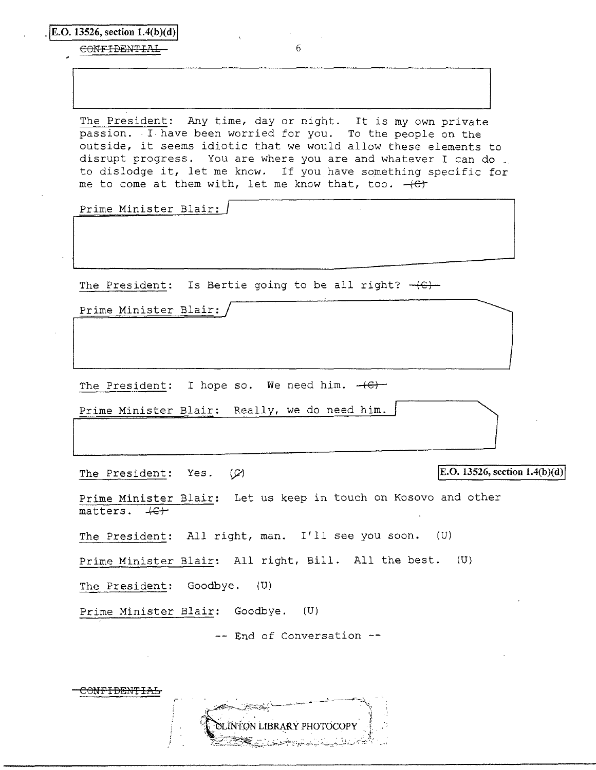E.O. 13526, section 1.4(b)(d)

~~CONFIDENTIAL~~

The President: Any time, day or night. It is my own private passion. I have been worried for you. To the people on the outside, it seems idiotic that we would allow these elements to disrupt progress. You are where you are and whatever I can do to dislodge it, let me know. If you have something specific for me to come at them with, let me know that, too. ~~(C)~~

Prime Minister Blair:

The President: Is Bertie going to be all right? ~~(C)~~

Prime Minister Blair:

The President: I hope so. We need him. ~~(C)~~

Prime Minister Blair: Really, we do need him.

The President: Yes. ~~(C)~~

E.O. 13526, section 1.4(b)(d)

Prime Minister Blair: Let us keep in touch on Kosovo and other matters. ~~(C)~~

The President: All right, man. I'll see you soon. (U)

Prime Minister Blair: All right, Bill. All the best. (U)

The President: Goodbye. (U)

Prime Minister Blair: Goodbye. (U)

-- End of Conversation --

~~CONFIDENTIAL~~

CLINTON LIBRARY PHOTOCOPY